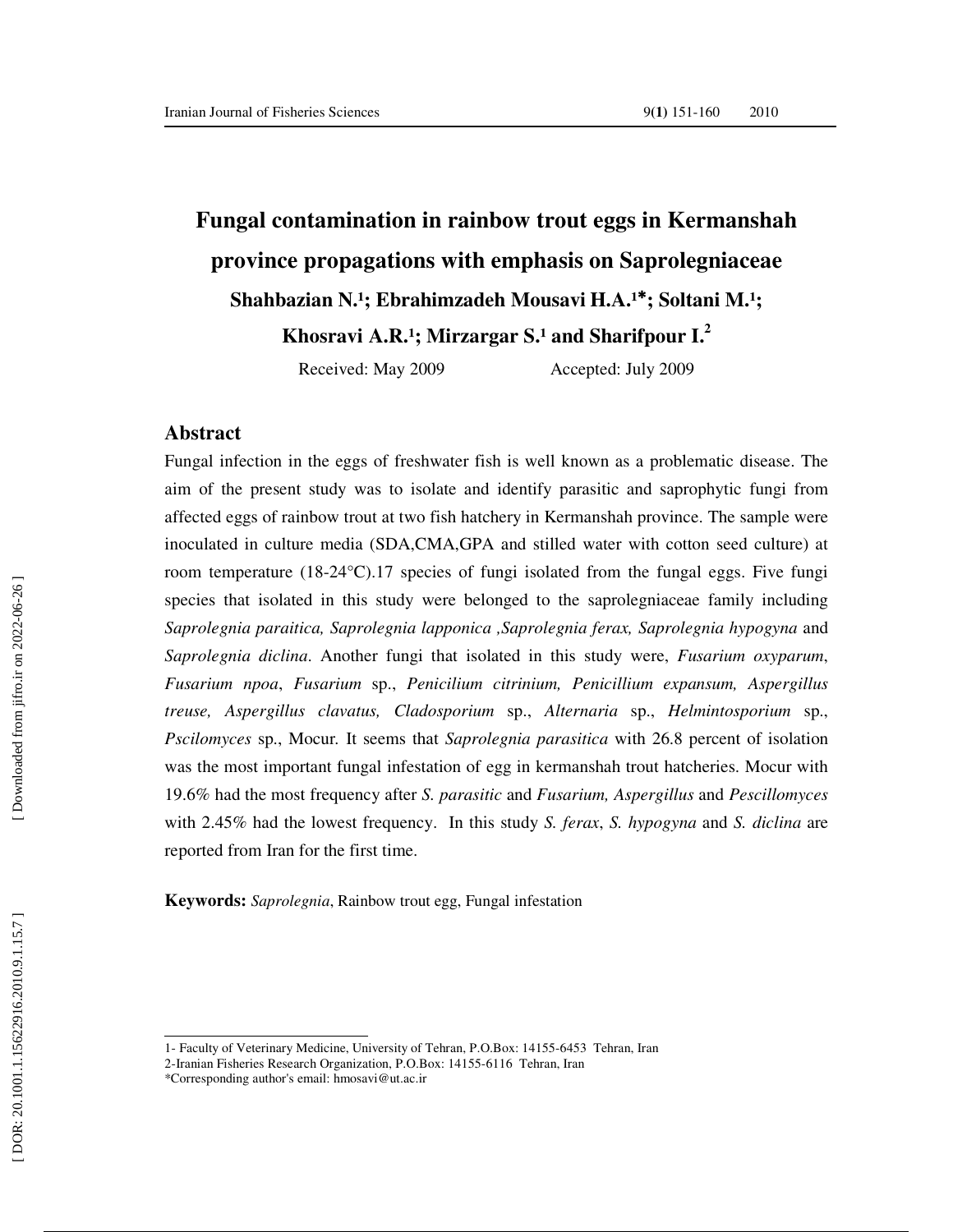# Fungal contamination in rainbow trout eggs in Kermanshah province propagations with emphasis on Saprolegniaceae

**Shahbazian N.[1]; Ebrahimzadeh Mousavi H.A.[1]\*; Soltani M.[1]; Khosravi A.R.[1]; Mirzargar S.[1] and Sharifpour I.[2]**

Received: May 2009 Accepted: July 2009

## Abstract

Fungal infection in the eggs of freshwater fish is well known as a problematic disease. The aim of the present study was to isolate and identify parasitic and saprophytic fungi from affected eggs of rainbow trout at two fish hatchery in Kermanshah province. The sample were inoculated in culture media (SDA,CMA,GPA and stilled water with cotton seed culture) at room temperature (18-24°C).17 species of fungi isolated from the fungal eggs. Five fungi species that isolated in this study were belonged to the saprolegniaceae family including *Saprolegnia paraitica, Saprolegnia lapponica ,Saprolegnia ferax, Saprolegnia hypogyna* and *Saprolegnia diclina*. Another fungi that isolated in this study were, *Fusarium oxyparum*, *Fusarium npoa*, *Fusarium* sp., *Penicilium citrinium, Penicillium expansum, Aspergillus treuse, Aspergillus clavatus, Cladosporium* sp., *Alternaria* sp., *Helmintosporium* sp., *Pscilomyces* sp., Mocur. It seems that *Saprolegnia parasitica* with 26.8 percent of isolation was the most important fungal infestation of egg in kermanshah trout hatcheries. Mocur with 19.6% had the most frequency after *S. parasitic* and *Fusarium, Aspergillus* and *Pescillomyces* with 2.45% had the lowest frequency. In this study *S. ferax*, *S. hypogyna* and *S. diclina* are reported from Iran for the first time.

**Keywords:** *Saprolegnia*, Rainbow trout egg, Fungal infestation

---

1- Faculty of Veterinary Medicine, University of Tehran, P.O.Box: 14155-6453 Tehran, Iran
2-Iranian Fisheries Research Organization, P.O.Box: 14155-6116 Tehran, Iran
*Corresponding author's email: hmosavi@ut.ac.ir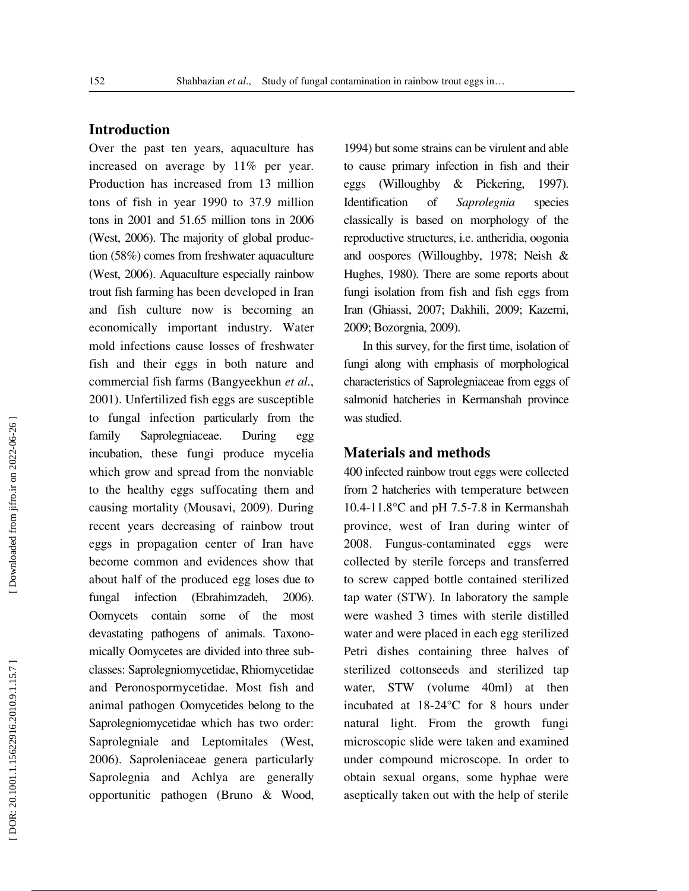## Introduction

Over the past ten years, aquaculture has increased on average by 11% per year. Production has increased from 13 million tons of fish in year 1990 to 37.9 million tons in 2001 and 51.65 million tons in 2006 (West, 2006). The majority of global production (58%) comes from freshwater aquaculture (West, 2006). Aquaculture especially rainbow trout fish farming has been developed in Iran and fish culture now is becoming an economically important industry. Water mold infections cause losses of freshwater fish and their eggs in both nature and commercial fish farms (Bangyeekhun *et al*., 2001). Unfertilized fish eggs are susceptible to fungal infection particularly from the family Saprolegniaceae. During egg incubation, these fungi produce mycelia which grow and spread from the nonviable to the healthy eggs suffocating them and causing mortality (Mousavi, 2009). During recent years decreasing of rainbow trout eggs in propagation center of Iran have become common and evidences show that about half of the produced egg loses due to fungal infection (Ebrahimzadeh, 2006). Oomycets contain some of the most devastating pathogens of animals. Taxonomically Oomycetes are divided into three subclasses: Saprolegniomycetidae, Rhiomycetidae and Peronospormycetidae. Most fish and animal pathogen Oomycetides belong to the Saprolegniomycetidae which has two order: Saprolegniale and Leptomitales (West, 2006). Saproleniaceae genera particularly Saprolegnia and Achlya are generally opportunitic pathogen (Bruno & Wood, 1994) but some strains can be virulent and able to cause primary infection in fish and their eggs (Willoughby & Pickering, 1997). Identification of *Saprolegnia* species classically is based on morphology of the reproductive structures, i.e. antheridia, oogonia and oospores (Willoughby, 1978; Neish & Hughes, 1980). There are some reports about fungi isolation from fish and fish eggs from Iran (Ghiassi, 2007; Dakhili, 2009; Kazemi, 2009; Bozorgnia, 2009).

In this survey, for the first time, isolation of fungi along with emphasis of morphological characteristics of Saprolegniaceae from eggs of salmonid hatcheries in Kermanshah province was studied.

## Materials and methods

400 infected rainbow trout eggs were collected from 2 hatcheries with temperature between 10.4-11.8°C and pH 7.5-7.8 in Kermanshah province, west of Iran during winter of 2008. Fungus-contaminated eggs were collected by sterile forceps and transferred to screw capped bottle contained sterilized tap water (STW). In laboratory the sample were washed 3 times with sterile distilled water and were placed in each egg sterilized Petri dishes containing three halves of sterilized cottonseeds and sterilized tap water, STW (volume 40ml) at then incubated at 18-24°C for 8 hours under natural light. From the growth fungi microscopic slide were taken and examined under compound microscope. In order to obtain sexual organs, some hyphae were aseptically taken out with the help of sterile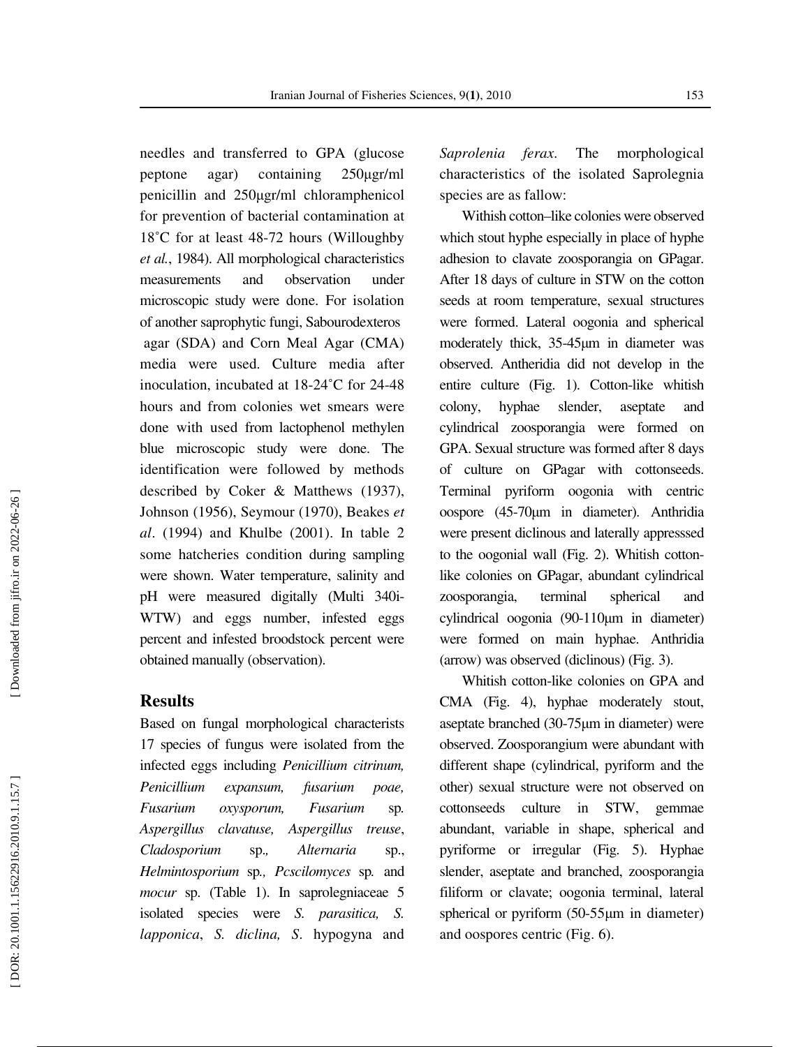needles and transferred to GPA (glucose peptone agar) containing 250μgr/ml penicillin and 250μgr/ml chloramphenicol for prevention of bacterial contamination at 18˚C for at least 48-72 hours (Willoughby *et al.*, 1984). All morphological characteristics measurements and observation under microscopic study were done. For isolation of another saprophytic fungi, Sabourodexteros agar (SDA) and Corn Meal Agar (CMA) media were used. Culture media after inoculation, incubated at 18-24˚C for 24-48 hours and from colonies wet smears were done with used from lactophenol methylen blue microscopic study were done. The identification were followed by methods described by Coker & Matthews (1937), Johnson (1956), Seymour (1970), Beakes *et al*. (1994) and Khulbe (2001). In table 2 some hatcheries condition during sampling were shown. Water temperature, salinity and pH were measured digitally (Multi 340i-WTW) and eggs number, infested eggs percent and infested broodstock percent were obtained manually (observation).

## Results

Based on fungal morphological characterists 17 species of fungus were isolated from the infected eggs including *Penicillium citrinum, Penicillium expansum, fusarium poae, Fusarium oxysporum, Fusarium* sp. *Aspergillus clavatuse, Aspergillus treuse*, *Cladosporium* sp*., Alternaria* sp., *Helmintosporium* sp*., Pcscilomyces* sp*.* and *mocur* sp. (Table 1). In saprolegniaceae 5 isolated species were *S. parasitica, S. lapponica*, *S. diclina, S*. hypogyna and *Saprolenia ferax*. The morphological characteristics of the isolated Saprolegnia species are as fallow:

Withish cotton–like colonies were observed which stout hyphe especially in place of hyphe adhesion to clavate zoosporangia on GPagar. After 18 days of culture in STW on the cotton seeds at room temperature, sexual structures were formed. Lateral oogonia and spherical moderately thick, 35-45μm in diameter was observed. Antheridia did not develop in the entire culture (Fig. 1). Cotton-like whitish colony, hyphae slender, aseptate and cylindrical zoosporangia were formed on GPA. Sexual structure was formed after 8 days of culture on GPagar with cottonseeds. Terminal pyriform oogonia with centric oospore (45-70μm in diameter). Anthridia were present diclinous and laterally appresssed to the oogonial wall (Fig. 2). Whitish cotton-like colonies on GPagar, abundant cylindrical zoosporangia, terminal spherical and cylindrical oogonia (90-110μm in diameter) were formed on main hyphae. Anthridia (arrow) was observed (diclinous) (Fig. 3).

Whitish cotton-like colonies on GPA and CMA (Fig. 4), hyphae moderately stout, aseptate branched (30-75μm in diameter) were observed. Zoosporangium were abundant with different shape (cylindrical, pyriform and the other) sexual structure were not observed on cottonseeds culture in STW, gemmae abundant, variable in shape, spherical and pyriforme or irregular (Fig. 5). Hyphae slender, aseptate and branched, zoosporangia filiform or clavate; oogonia terminal, lateral spherical or pyriform (50-55μm in diameter) and oospores centric (Fig. 6).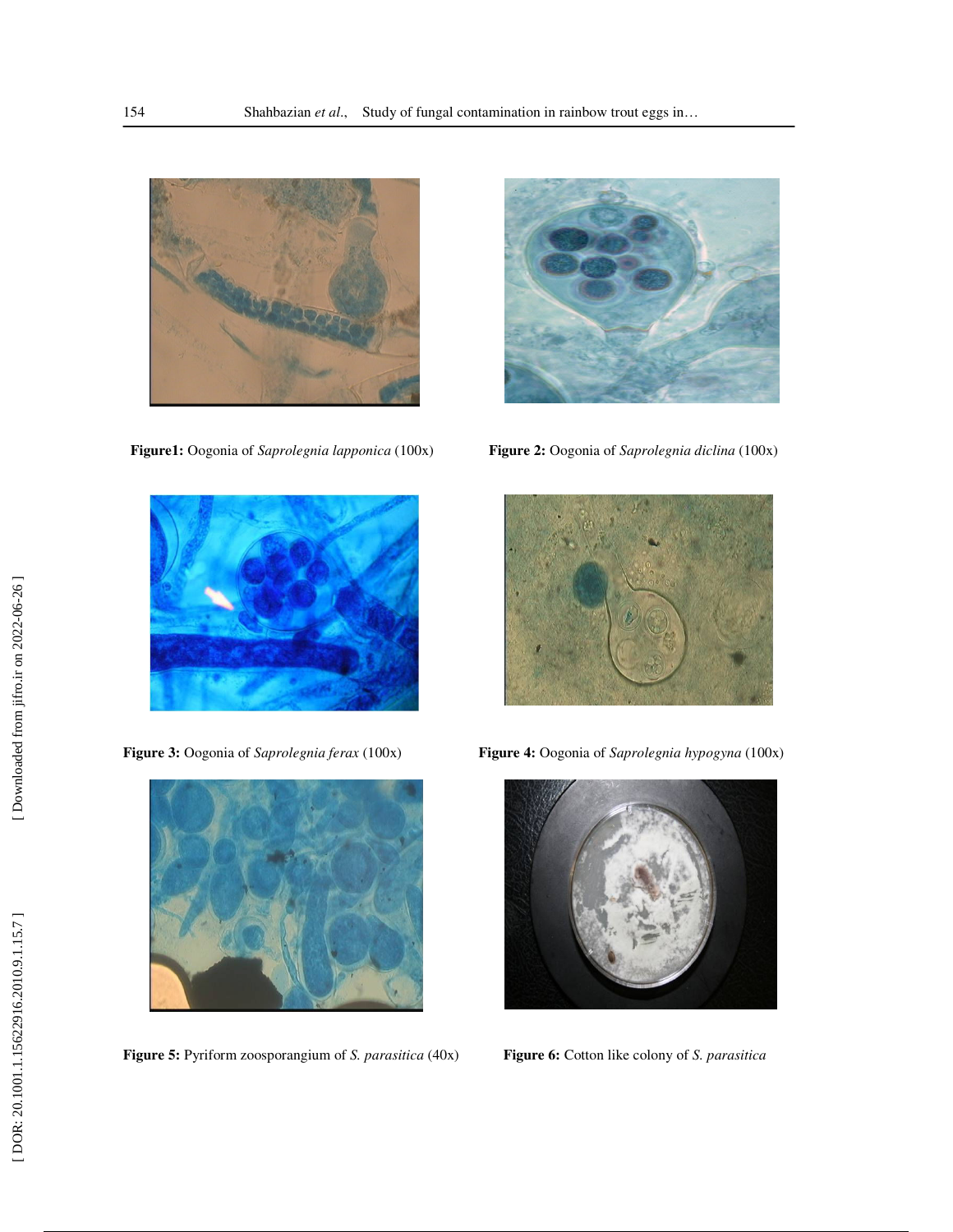**Figure1:** Oogonia of *Saprolegnia lapponica* (100x)

**Figure 2:** Oogonia of *Saprolegnia diclina* (100x)

**Figure 3:** Oogonia of *Saprolegnia ferax* (100x)

**Figure 4:** Oogonia of *Saprolegnia hypogyna* (100x)

**Figure 5:** Pyriform zoosporangium of *S. parasitica* (40x)

**Figure 6:** Cotton like colony of *S. parasitica*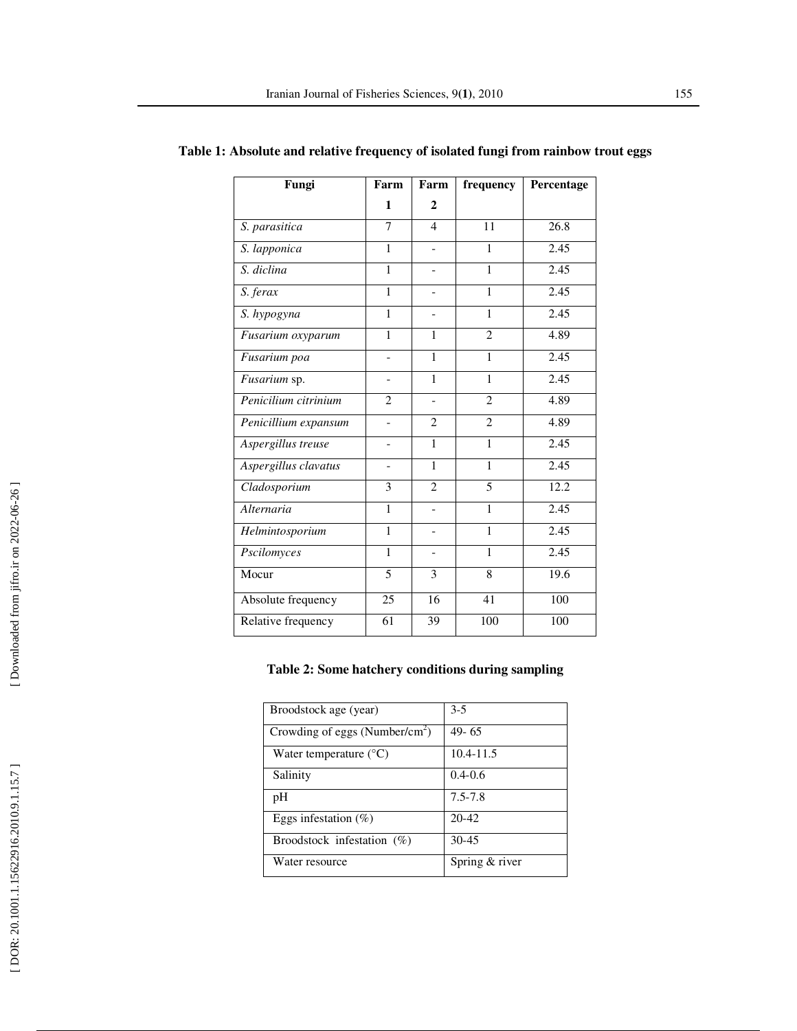**Table 1: Absolute and relative frequency of isolated fungi from rainbow trout eggs**

| Fungi | Farm 1 | Farm 2 | frequency | Percentage |
|---|---|---|---|---|
| *S. parasitica* | 7 | 4 | 11 | 26.8 |
| *S. lapponica* | 1 | - | 1 | 2.45 |
| *S. diclina* | 1 | - | 1 | 2.45 |
| *S. ferax* | 1 | - | 1 | 2.45 |
| *S. hypogyna* | 1 | - | 1 | 2.45 |
| *Fusarium oxyparum* | 1 | 1 | 2 | 4.89 |
| *Fusarium poa* | - | 1 | 1 | 2.45 |
| *Fusarium* sp. | - | 1 | 1 | 2.45 |
| *Penicilium citrinium* | 2 | - | 2 | 4.89 |
| *Penicillium expansum* | - | 2 | 2 | 4.89 |
| *Aspergillus treuse* | - | 1 | 1 | 2.45 |
| *Aspergillus clavatus* | - | 1 | 1 | 2.45 |
| *Cladosporium* | 3 | 2 | 5 | 12.2 |
| *Alternaria* | 1 | - | 1 | 2.45 |
| *Helmintosporium* | 1 | - | 1 | 2.45 |
| *Pscilomyces* | 1 | - | 1 | 2.45 |
| Mocur | 5 | 3 | 8 | 19.6 |
| Absolute frequency | 25 | 16 | 41 | 100 |
| Relative frequency | 61 | 39 | 100 | 100 |

**Table 2: Some hatchery conditions during sampling**

| | |
|---|---|
| Broodstock age (year) | 3-5 |
| Crowding of eggs (Number/cm$^2$) | 49- 65 |
| Water temperature (°C) | 10.4-11.5 |
| Salinity | 0.4-0.6 |
| pH | 7.5-7.8 |
| Eggs infestation (%) | 20-42 |
| Broodstock infestation (%) | 30-45 |
| Water resource | Spring & river |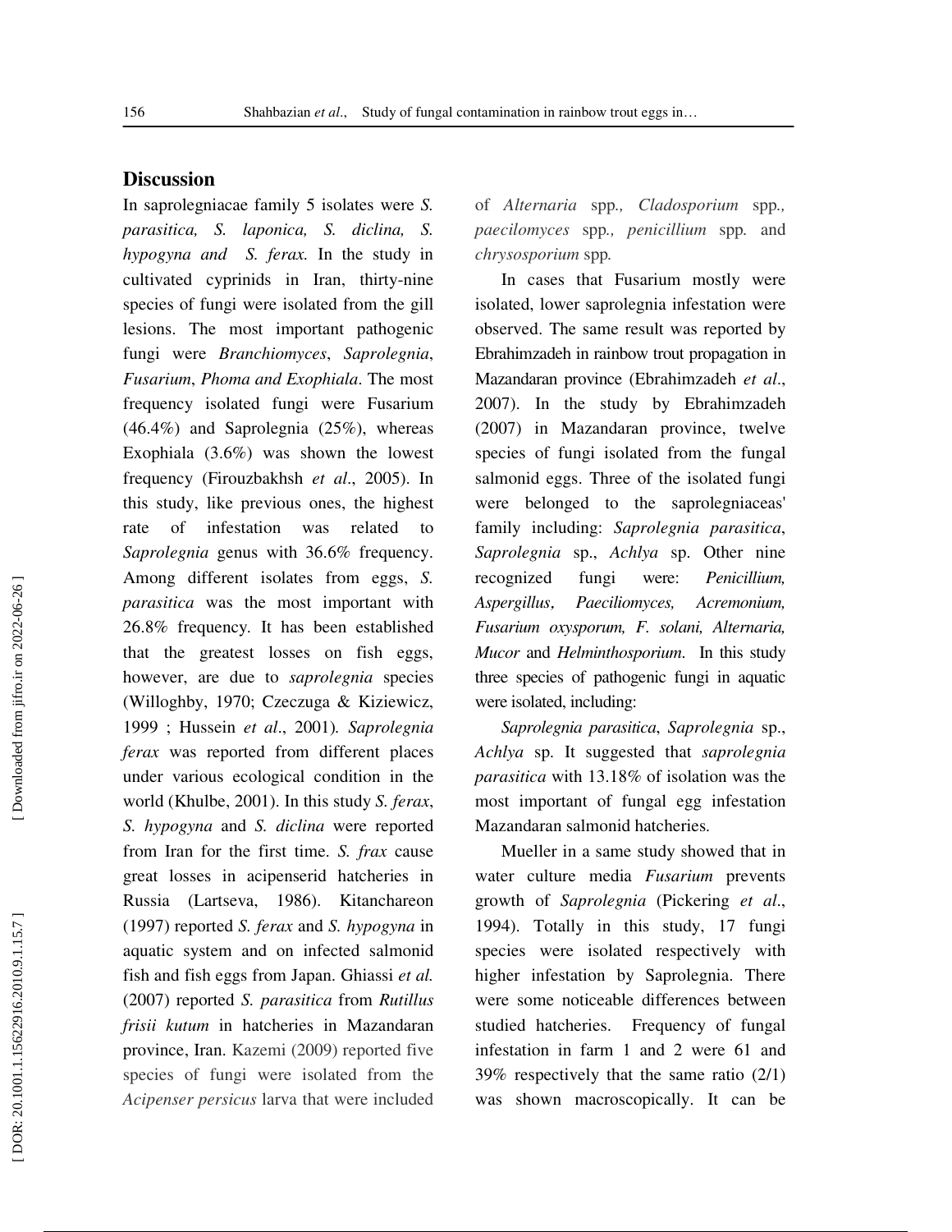## Discussion

In saprolegniacae family 5 isolates were *S. parasitica, S. laponica, S. diclina, S. hypogyna and S. ferax.* In the study in cultivated cyprinids in Iran, thirty-nine species of fungi were isolated from the gill lesions. The most important pathogenic fungi were *Branchiomyces*, *Saprolegnia*, *Fusarium*, *Phoma and Exophiala*. The most frequency isolated fungi were Fusarium (46.4%) and Saprolegnia (25%), whereas Exophiala (3.6%) was shown the lowest frequency (Firouzbakhsh *et al*., 2005). In this study, like previous ones, the highest rate of infestation was related to *Saprolegnia* genus with 36.6% frequency. Among different isolates from eggs, *S. parasitica* was the most important with 26.8% frequency. It has been established that the greatest losses on fish eggs, however, are due to *saprolegnia* species (Willoghby, 1970; Czeczuga & Kiziewicz, 1999 ; Hussein *et al*., 2001). *Saprolegnia ferax* was reported from different places under various ecological condition in the world (Khulbe, 2001). In this study *S. ferax*, *S. hypogyna* and *S. diclina* were reported from Iran for the first time. *S. frax* cause great losses in acipenserid hatcheries in Russia (Lartseva, 1986). Kitanchareon (1997) reported *S. ferax* and *S. hypogyna* in aquatic system and on infected salmonid fish and fish eggs from Japan. Ghiassi *et al.* (2007) reported *S. parasitica* from *Rutillus frisii kutum* in hatcheries in Mazandaran province, Iran. Kazemi (2009) reported five species of fungi were isolated from the *Acipenser persicus* larva that were included of *Alternaria* spp*., Cladosporium* spp*., paecilomyces* spp*., penicillium* spp. and *chrysosporium* spp*.*

In cases that Fusarium mostly were isolated, lower saprolegnia infestation were observed. The same result was reported by Ebrahimzadeh in rainbow trout propagation in Mazandaran province (Ebrahimzadeh *et al*., 2007). In the study by Ebrahimzadeh (2007) in Mazandaran province, twelve species of fungi isolated from the fungal salmonid eggs. Three of the isolated fungi were belonged to the saprolegniaceas' family including: *Saprolegnia parasitica*, *Saprolegnia* sp., *Achlya* sp. Other nine recognized fungi were: *Penicillium, Aspergillus, Paeciliomyces, Acremonium, Fusarium oxysporum, F. solani, Alternaria, Mucor* and *Helminthosporium.* In this study three species of pathogenic fungi in aquatic were isolated, including:

*Saprolegnia parasitica*, *Saprolegnia* sp., *Achlya* sp. It suggested that *saprolegnia parasitica* with 13.18% of isolation was the most important of fungal egg infestation Mazandaran salmonid hatcheries.

Mueller in a same study showed that in water culture media *Fusarium* prevents growth of *Saprolegnia* (Pickering *et al*., 1994). Totally in this study, 17 fungi species were isolated respectively with higher infestation by Saprolegnia. There were some noticeable differences between studied hatcheries. Frequency of fungal infestation in farm 1 and 2 were 61 and 39% respectively that the same ratio (2/1) was shown macroscopically. It can be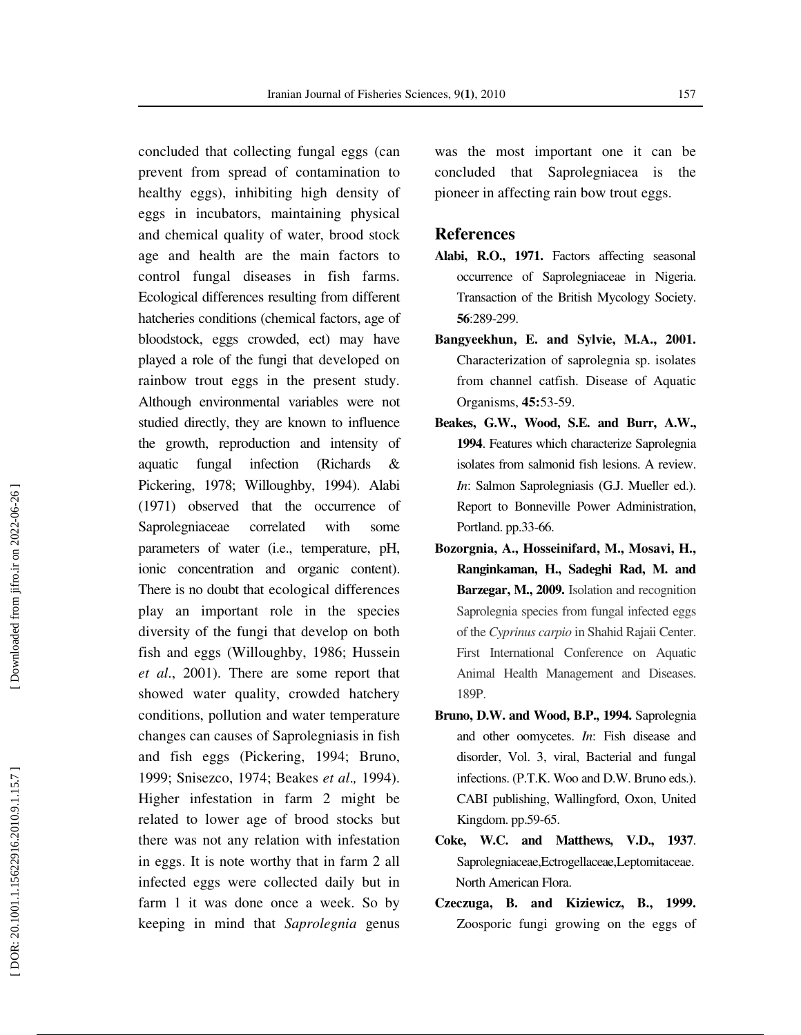concluded that collecting fungal eggs (can prevent from spread of contamination to healthy eggs), inhibiting high density of eggs in incubators, maintaining physical and chemical quality of water, brood stock age and health are the main factors to control fungal diseases in fish farms. Ecological differences resulting from different hatcheries conditions (chemical factors, age of bloodstock, eggs crowded, ect) may have played a role of the fungi that developed on rainbow trout eggs in the present study. Although environmental variables were not studied directly, they are known to influence the growth, reproduction and intensity of aquatic fungal infection (Richards & Pickering, 1978; Willoughby, 1994). Alabi (1971) observed that the occurrence of Saprolegniaceae correlated with some parameters of water (i.e., temperature, pH, ionic concentration and organic content). There is no doubt that ecological differences play an important role in the species diversity of the fungi that develop on both fish and eggs (Willoughby, 1986; Hussein *et al*., 2001). There are some report that showed water quality, crowded hatchery conditions, pollution and water temperature changes can causes of Saprolegniasis in fish and fish eggs (Pickering, 1994; Bruno, 1999; Snisezco, 1974; Beakes *et al.,* 1994). Higher infestation in farm 2 might be related to lower age of brood stocks but there was not any relation with infestation in eggs. It is note worthy that in farm 2 all infected eggs were collected daily but in farm 1 it was done once a week. So by keeping in mind that *Saprolegnia* genus was the most important one it can be concluded that Saprolegniacea is the pioneer in affecting rain bow trout eggs.

## References

**Alabi, R.O., 1971.** Factors affecting seasonal occurrence of Saprolegniaceae in Nigeria. Transaction of the British Mycology Society. **56**:289-299.

**Bangyeekhun, E. and Sylvie, M.A., 2001.** Characterization of saprolegnia sp. isolates from channel catfish. Disease of Aquatic Organisms, **45:**53-59.

**Beakes, G.W., Wood, S.E. and Burr, A.W., 1994**. Features which characterize Saprolegnia isolates from salmonid fish lesions. A review. *In*: Salmon Saprolegniasis (G.J. Mueller ed.). Report to Bonneville Power Administration, Portland. pp.33-66.

**Bozorgnia, A., Hosseinifard, M., Mosavi, H., Ranginkaman, H., Sadeghi Rad, M. and Barzegar, M., 2009.** Isolation and recognition Saprolegnia species from fungal infected eggs of the *Cyprinus carpio* in Shahid Rajaii Center. First International Conference on Aquatic Animal Health Management and Diseases. 189P.

**Bruno, D.W. and Wood, B.P., 1994.** Saprolegnia and other oomycetes. *In*: Fish disease and disorder, Vol. 3, viral, Bacterial and fungal infections. (P.T.K. Woo and D.W. Bruno eds.). CABI publishing, Wallingford, Oxon, United Kingdom. pp.59-65.

**Coke, W.C. and Matthews, V.D., 1937**. Saprolegniaceae,Ectrogellaceae,Leptomitaceae. North American Flora.

**Czeczuga, B. and Kiziewicz, B., 1999.** Zoosporic fungi growing on the eggs of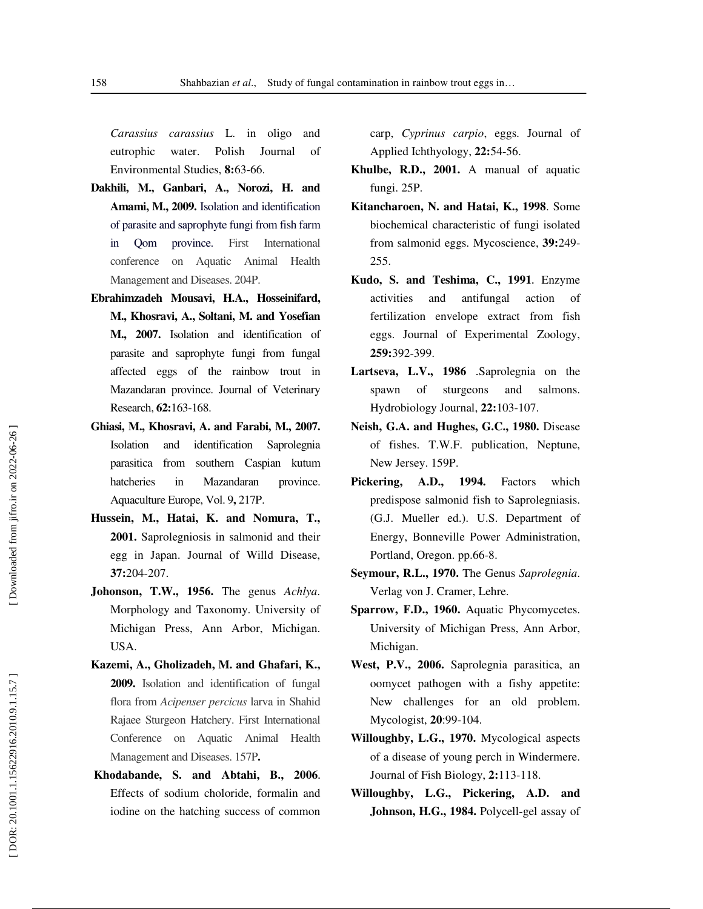*Carassius carassius* L. in oligo and eutrophic water. Polish Journal of Environmental Studies, **8:**63-66.

**Dakhili, M., Ganbari, A., Norozi, H. and Amami, M., 2009.** Isolation and identification of parasite and saprophyte fungi from fish farm in Qom province. First International conference on Aquatic Animal Health Management and Diseases. 204P.

**Ebrahimzadeh Mousavi, H.A., Hosseinifard, M., Khosravi, A., Soltani, M. and Yosefian M., 2007.** Isolation and identification of parasite and saprophyte fungi from fungal affected eggs of the rainbow trout in Mazandaran province. Journal of Veterinary Research, **62:**163-168.

**Ghiasi, M., Khosravi, A. and Farabi, M., 2007.** Isolation and identification Saprolegnia parasitica from southern Caspian kutum hatcheries in Mazandaran province. Aquaculture Europe, Vol. 9**,** 217P.

**Hussein, M., Hatai, K. and Nomura, T., 2001.** Saprolegniosis in salmonid and their egg in Japan. Journal of Willd Disease, **37:**204-207.

**Johonson, T.W., 1956.** The genus *Achlya*. Morphology and Taxonomy. University of Michigan Press, Ann Arbor, Michigan. USA.

**Kazemi, A., Gholizadeh, M. and Ghafari, K., 2009.** Isolation and identification of fungal flora from *Acipenser percicus* larva in Shahid Rajaee Sturgeon Hatchery. First International Conference on Aquatic Animal Health Management and Diseases. 157P**.**

**Khodabande, S. and Abtahi, B., 2006**. Effects of sodium choloride, formalin and iodine on the hatching success of common carp, *Cyprinus carpio*, eggs. Journal of Applied Ichthyology, **22:**54-56.

**Khulbe, R.D., 2001.** A manual of aquatic fungi. 25P.

**Kitancharoen, N. and Hatai, K., 1998**. Some biochemical characteristic of fungi isolated from salmonid eggs. Mycoscience, **39:**249-255.

**Kudo, S. and Teshima, C., 1991**. Enzyme activities and antifungal action of fertilization envelope extract from fish eggs. Journal of Experimental Zoology, **259:**392-399.

**Lartseva, L.V., 1986** .Saprolegnia on the spawn of sturgeons and salmons. Hydrobiology Journal, **22:**103-107.

**Neish, G.A. and Hughes, G.C., 1980.** Disease of fishes. T.W.F. publication, Neptune, New Jersey. 159P.

**Pickering, A.D., 1994.** Factors which predispose salmonid fish to Saprolegniasis. (G.J. Mueller ed.). U.S. Department of Energy, Bonneville Power Administration, Portland, Oregon. pp.66-8.

**Seymour, R.L., 1970.** The Genus *Saprolegnia*. Verlag von J. Cramer, Lehre.

**Sparrow, F.D., 1960.** Aquatic Phycomycetes. University of Michigan Press, Ann Arbor, Michigan.

**West, P.V., 2006.** Saprolegnia parasitica, an oomycet pathogen with a fishy appetite: New challenges for an old problem. Mycologist, **20**:99-104.

**Willoughby, L.G., 1970.** Mycological aspects of a disease of young perch in Windermere. Journal of Fish Biology, **2:**113-118.

**Willoughby, L.G., Pickering, A.D. and Johnson, H.G., 1984.** Polycell-gel assay of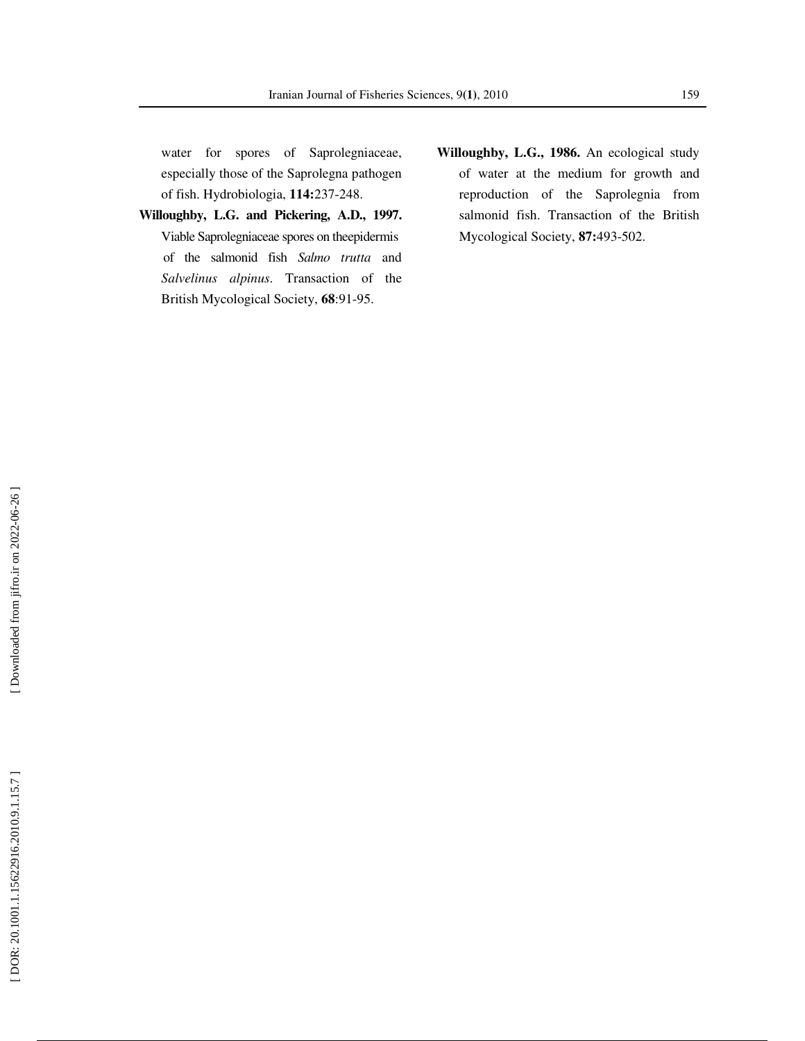water for spores of Saprolegniaceae, especially those of the Saprolegna pathogen of fish. Hydrobiologia, **114:**237-248.

**Willoughby, L.G. and Pickering, A.D., 1997.** Viable Saprolegniaceae spores on theepidermis of the salmonid fish *Salmo trutta* and *Salvelinus alpinus*. Transaction of the British Mycological Society, **68**:91-95.

**Willoughby, L.G., 1986.** An ecological study of water at the medium for growth and reproduction of the Saprolegnia from salmonid fish. Transaction of the British Mycological Society, **87:**493-502.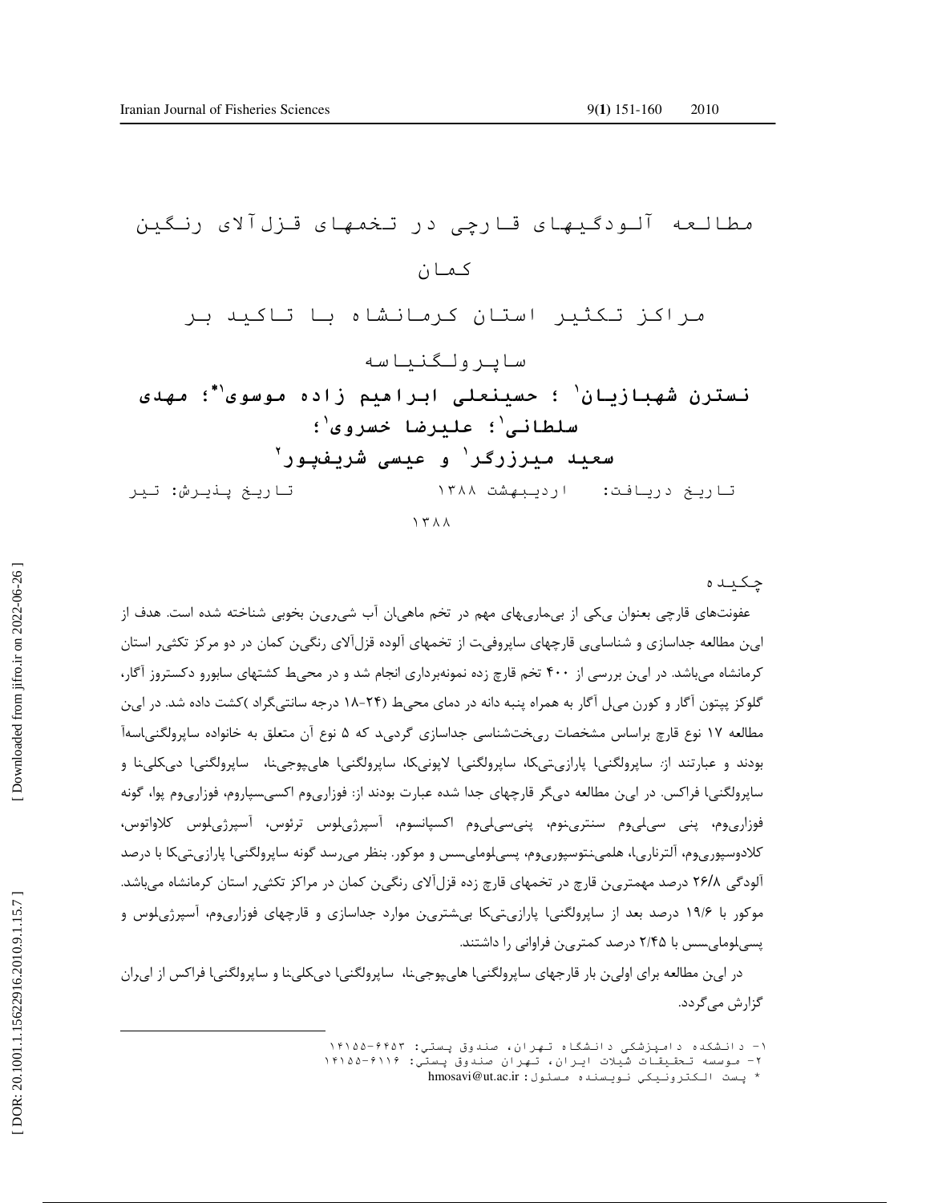# مطالعه آلودگیهای قارچی در تخمهای قزل آلای رنگین کمان

## مراکز تکثیر استان کرمانشاه با تاکید بر ساپرولگنیاسه

**نسترن شهبازیان[1] ؛ حسینعلی ابراهیم زاده موسوی[1*]؛ مهدی سلطانی[1]؛ علیرضا خسروی[1]؛ سعید میرزرگر[1] و عیسی شریفپور[2]**

تاریخ دریافت: اردیبهشت ۱۳۸۸ تاریخ پذیرش: تیر ۱۳۸۸

### چکیده

عفونت‌های قارچی بعنوان یکی از بیماری‌های مهم در تخم ماهیان آب شیرین بخوبی شناخته شده است. هدف از این مطالعه جداسازی و شناسایی قارچهای ساپروفیت از تخمهای آلوده قزل‌آلای رنگین کمان در دو مرکز تکثیر استان کرمانشاه می‌باشد. در این بررسی از ۴۰۰ تخم قارچ زده نمونه‌برداری انجام شد و در محیط کشتهای سابورو دکستروز آگار، گلوکز پپتون آگار و کورن میل آگار به همراه پنبه دانه در دمای محیط (۲۴-۱۸ درجه سانتیگراد )کشت داده شد. در این مطالعه ۱۷ نوع قارچ براساس مشخصات ریخت‌شناسی جداسازی گردید که ۵ نوع آن متعلق به خانواده ساپرولگنیاسه‌آ بودند و عبارتند از: ساپرولگنیا پارازیتیکا، ساپرولگنیا لاپونیکا، ساپرولگنیا هایپوجینا، ساپرولگنیا دیکلینا و ساپرولگنیا فراکس. در این مطالعه دیگر قارچهای جدا شده عبارت بودند از: فوزاریوم اکسیسپاروم، فوزاریوم پوا، گونه فوزاریوم، پنی سیلیوم سنترینوم، پنی‌سیلیوم اکسپانسوم، آسپرژیلوس ترئوس، آسپرژیلوس کلاواتوس، کلادوسپوریوم، آلترناریا، هلمینتوسپوریوم، پسیلومایسس و موکور. بنظر می‌رسد گونه ساپرولگنیا پارازیتیکا با درصد آلودگی ۲۶/۸ درصد مهمترین قارچ در تخمهای قارچ زده قزل‌آلای رنگین کمان در مراکز تکثیر استان کرمانشاه می‌باشد. موکور با ۱۹/۶ درصد بعد از ساپرولگنیا پارازیتیکا بیشترین موارد جداسازی و قارچهای فوزاریوم، آسپرژیلوس و پسیلومایسس با ۲/۴۵ درصد کمترین فراوانی را داشتند.

در این مطالعه برای اولین بار قارچهای ساپرولگنیا هایپوجینا، ساپرولگنیا دیکلینا و ساپرولگنیا فراکس از ایران گزارش می‌گردد.

---

۱- دانشکده دامپزشکی دانشگاه تهران، صندوق پستی: ۶۴۵۳-۱۴۱۵۵

۲- موسسه تحقیقات شیلات ایران، تهران صندوق پستی: ۶۱۱۶-۱۴۱۵۵

* پست الکترونیکی نویسنده مسئول: hmosavi@ut.ac.ir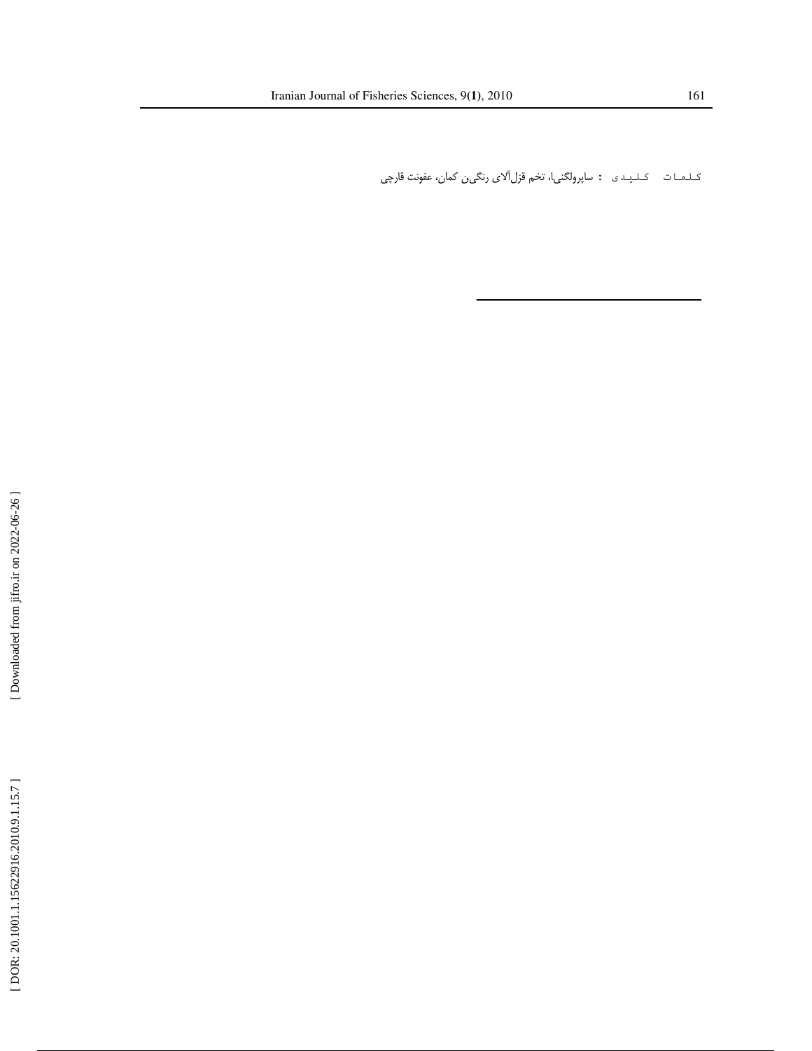کلمات کلیدی : ساپرولگنیا، تخم قزل‌آلای رنگین کمان، عفونت قارچی